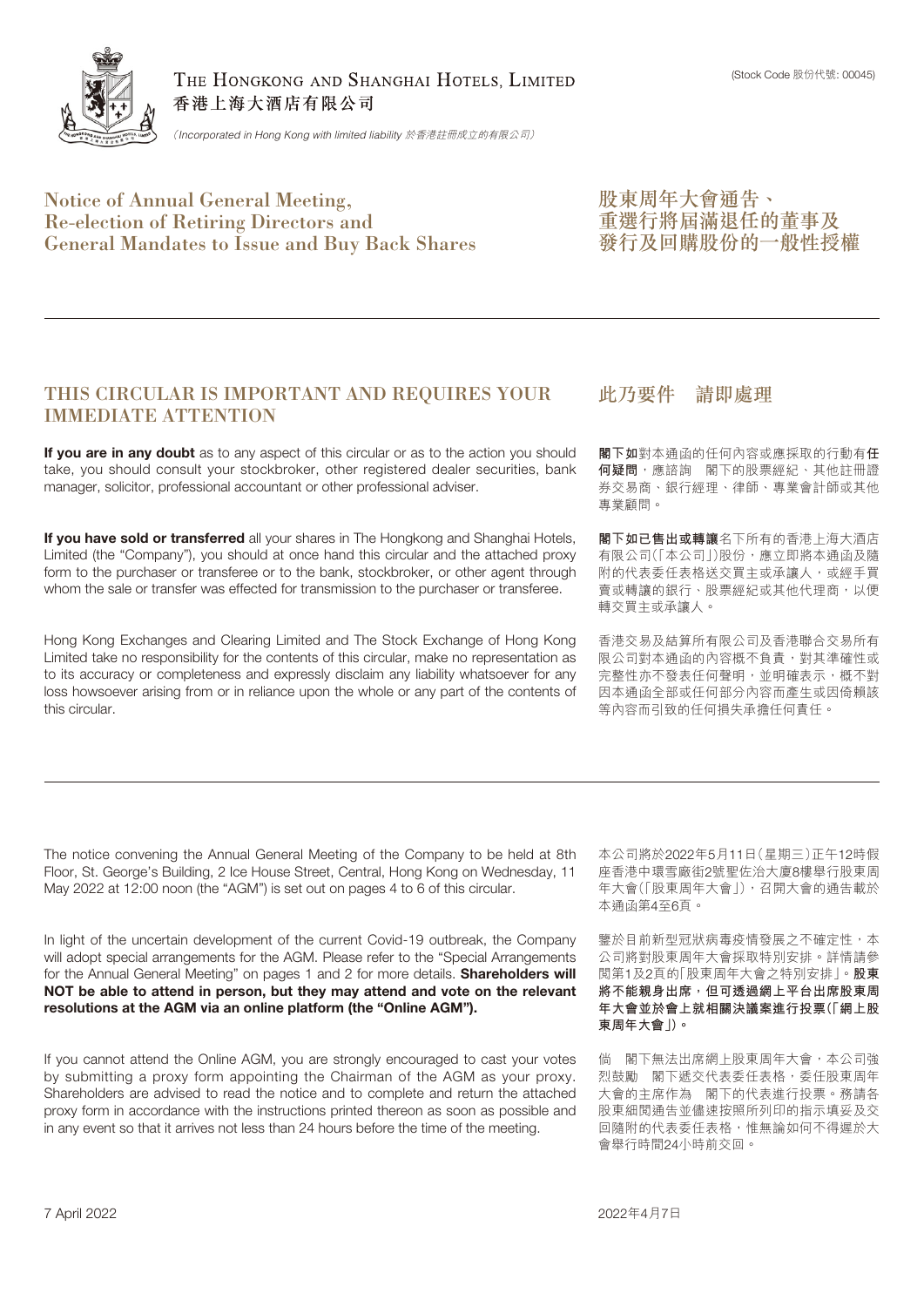THE HONGKONG AND SHANGHAI HOTELS, LIMITED
香港上海大酒店有限公司

*(Incorporated in Hong Kong with limited liability 於香港註冊成立的有限公司)*

(Stock Code 股份代號: 00045)

# Notice of Annual General Meeting, Re-election of Retiring Directors and General Mandates to Issue and Buy Back Shares

# 股東周年大會通告、重選行將屆滿退任的董事及發行及回購股份的一般性授權

## THIS CIRCULAR IS IMPORTANT AND REQUIRES YOUR IMMEDIATE ATTENTION

**If you are in any doubt** as to any aspect of this circular or as to the action you should take, you should consult your stockbroker, other registered dealer securities, bank manager, solicitor, professional accountant or other professional adviser.

**If you have sold or transferred** all your shares in The Hongkong and Shanghai Hotels, Limited (the "Company"), you should at once hand this circular and the attached proxy form to the purchaser or transferee or to the bank, stockbroker, or other agent through whom the sale or transfer was effected for transmission to the purchaser or transferee.

Hong Kong Exchanges and Clearing Limited and The Stock Exchange of Hong Kong Limited take no responsibility for the contents of this circular, make no representation as to its accuracy or completeness and expressly disclaim any liability whatsoever for any loss howsoever arising from or in reliance upon the whole or any part of the contents of this circular.

## 此乃要件 請即處理

**閣下如**對本通函的任何內容或應採取的行動有**任何疑問**，應諮詢 閣下的股票經紀、其他註冊證券交易商、銀行經理、律師、專業會計師或其他專業顧問。

**閣下如已售出或轉讓**名下所有的香港上海大酒店有限公司(「本公司」)股份，應立即將本通函及隨附的代表委任表格送交買主或承讓人，或經手買賣或轉讓的銀行、股票經紀或其他代理商，以便轉交買主或承讓人。

香港交易及結算所有限公司及香港聯合交易所有限公司對本通函的內容概不負責，對其準確性或完整性亦不發表任何聲明，並明確表示，概不對因本通函全部或任何部分內容而產生或因倚賴該等內容而引致的任何損失承擔任何責任。

The notice convening the Annual General Meeting of the Company to be held at 8th Floor, St. George's Building, 2 Ice House Street, Central, Hong Kong on Wednesday, 11 May 2022 at 12:00 noon (the "AGM") is set out on pages 4 to 6 of this circular.

In light of the uncertain development of the current Covid-19 outbreak, the Company will adopt special arrangements for the AGM. Please refer to the "Special Arrangements for the Annual General Meeting" on pages 1 and 2 for more details. **Shareholders will NOT be able to attend in person, but they may attend and vote on the relevant resolutions at the AGM via an online platform (the "Online AGM").**

If you cannot attend the Online AGM, you are strongly encouraged to cast your votes by submitting a proxy form appointing the Chairman of the AGM as your proxy. Shareholders are advised to read the notice and to complete and return the attached proxy form in accordance with the instructions printed thereon as soon as possible and in any event so that it arrives not less than 24 hours before the time of the meeting.

本公司將於2022年5月11日(星期三)正午12時假座香港中環雪廠街2號聖佐治大廈8樓舉行股東周年大會(「股東周年大會」)，召開大會的通告載於本通函第4至6頁。

鑒於目前新型冠狀病毒疫情發展之不確定性，本公司將對股東周年大會採取特別安排。詳情請參閱第1及2頁的「股東周年大會之特別安排」。**股東將不能親身出席，但可透過網上平台出席股東周年大會並於會上就相關決議案進行投票(「網上股東周年大會」)。**

倘 閣下無法出席網上股東周年大會，本公司強烈鼓勵 閣下遞交代表委任表格，委任股東周年大會的主席作為 閣下的代表進行投票。務請各股東細閱通告並儘速按照所列印的指示填妥及交回隨附的代表委任表格，惟無論如何不得遲於大會舉行時間24小時前交回。

7 April 2022

2022年4月7日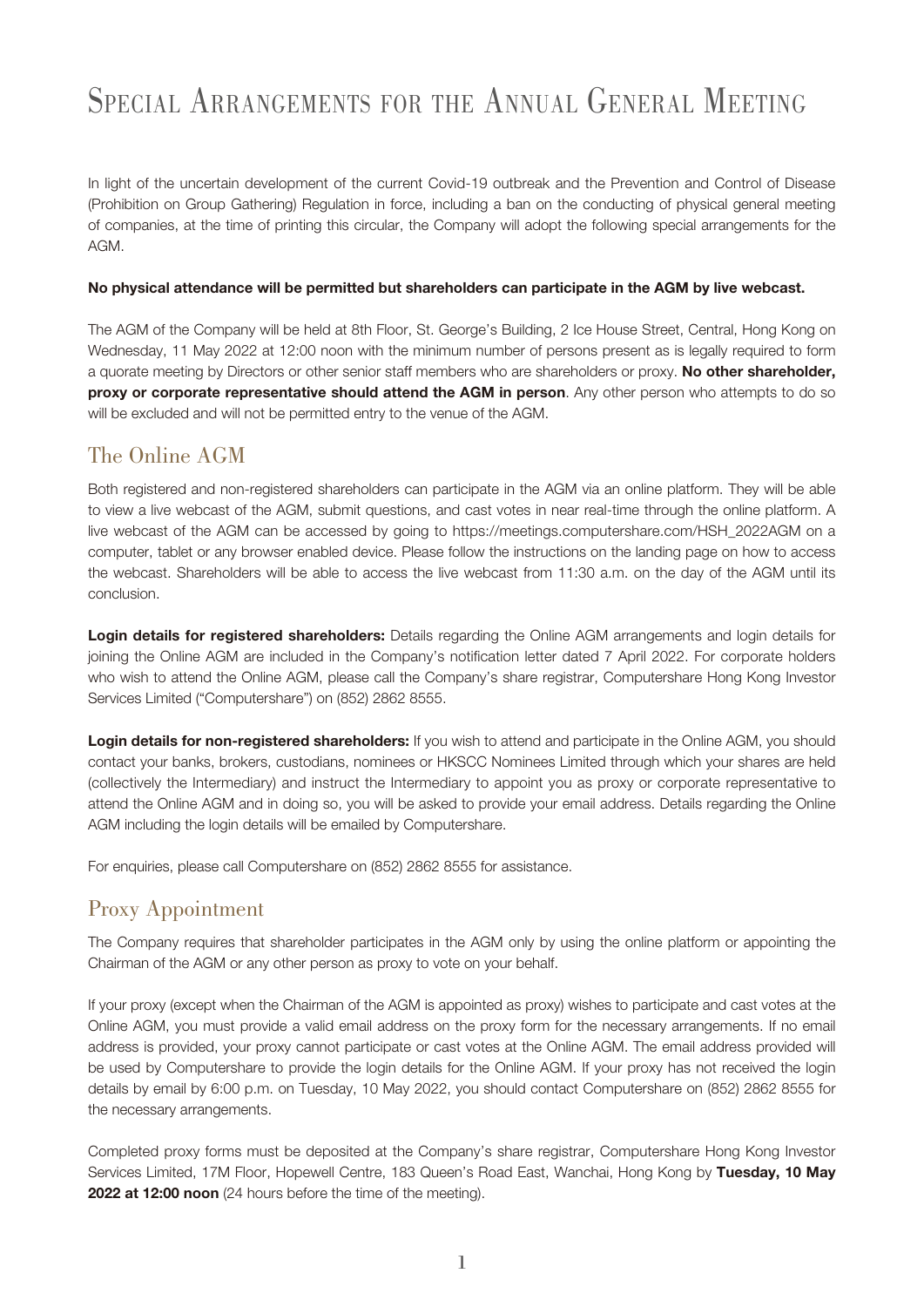# Special Arrangements for the Annual General Meeting

In light of the uncertain development of the current Covid-19 outbreak and the Prevention and Control of Disease (Prohibition on Group Gathering) Regulation in force, including a ban on the conducting of physical general meeting of companies, at the time of printing this circular, the Company will adopt the following special arrangements for the AGM.

**No physical attendance will be permitted but shareholders can participate in the AGM by live webcast.**

The AGM of the Company will be held at 8th Floor, St. George's Building, 2 Ice House Street, Central, Hong Kong on Wednesday, 11 May 2022 at 12:00 noon with the minimum number of persons present as is legally required to form a quorate meeting by Directors or other senior staff members who are shareholders or proxy. **No other shareholder, proxy or corporate representative should attend the AGM in person**. Any other person who attempts to do so will be excluded and will not be permitted entry to the venue of the AGM.

## The Online AGM

Both registered and non-registered shareholders can participate in the AGM via an online platform. They will be able to view a live webcast of the AGM, submit questions, and cast votes in near real-time through the online platform. A live webcast of the AGM can be accessed by going to https://meetings.computershare.com/HSH_2022AGM on a computer, tablet or any browser enabled device. Please follow the instructions on the landing page on how to access the webcast. Shareholders will be able to access the live webcast from 11:30 a.m. on the day of the AGM until its conclusion.

**Login details for registered shareholders:** Details regarding the Online AGM arrangements and login details for joining the Online AGM are included in the Company's notification letter dated 7 April 2022. For corporate holders who wish to attend the Online AGM, please call the Company's share registrar, Computershare Hong Kong Investor Services Limited ("Computershare") on (852) 2862 8555.

**Login details for non-registered shareholders:** If you wish to attend and participate in the Online AGM, you should contact your banks, brokers, custodians, nominees or HKSCC Nominees Limited through which your shares are held (collectively the Intermediary) and instruct the Intermediary to appoint you as proxy or corporate representative to attend the Online AGM and in doing so, you will be asked to provide your email address. Details regarding the Online AGM including the login details will be emailed by Computershare.

For enquiries, please call Computershare on (852) 2862 8555 for assistance.

## Proxy Appointment

The Company requires that shareholder participates in the AGM only by using the online platform or appointing the Chairman of the AGM or any other person as proxy to vote on your behalf.

If your proxy (except when the Chairman of the AGM is appointed as proxy) wishes to participate and cast votes at the Online AGM, you must provide a valid email address on the proxy form for the necessary arrangements. If no email address is provided, your proxy cannot participate or cast votes at the Online AGM. The email address provided will be used by Computershare to provide the login details for the Online AGM. If your proxy has not received the login details by email by 6:00 p.m. on Tuesday, 10 May 2022, you should contact Computershare on (852) 2862 8555 for the necessary arrangements.

Completed proxy forms must be deposited at the Company's share registrar, Computershare Hong Kong Investor Services Limited, 17M Floor, Hopewell Centre, 183 Queen's Road East, Wanchai, Hong Kong by **Tuesday, 10 May 2022 at 12:00 noon** (24 hours before the time of the meeting).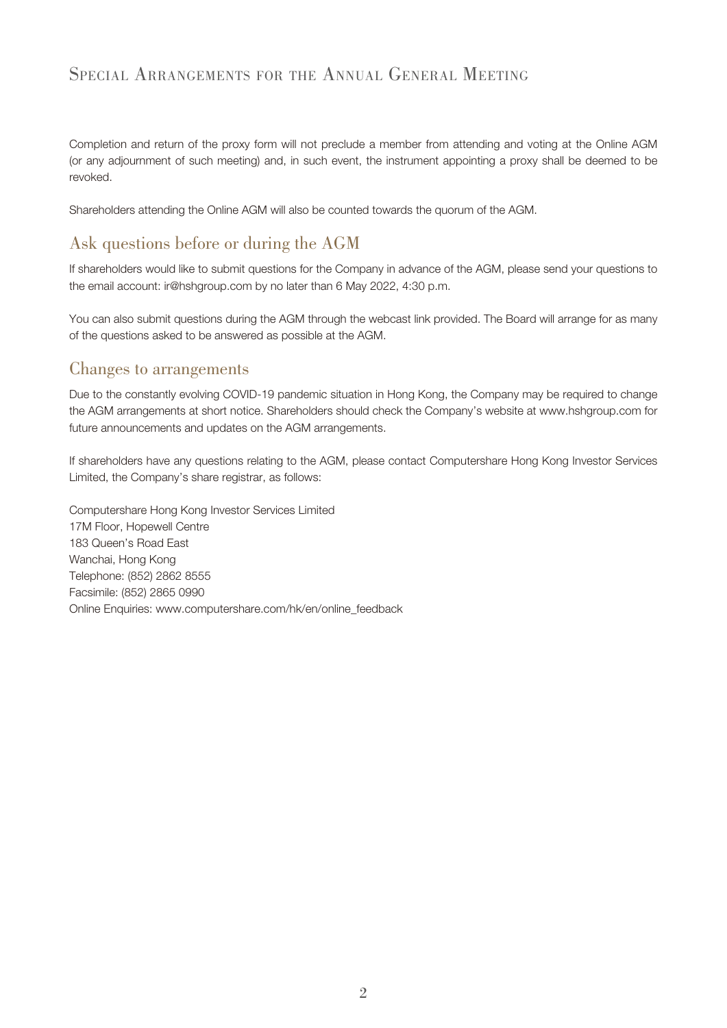# Special Arrangements for the Annual General Meeting

Completion and return of the proxy form will not preclude a member from attending and voting at the Online AGM (or any adjournment of such meeting) and, in such event, the instrument appointing a proxy shall be deemed to be revoked.

Shareholders attending the Online AGM will also be counted towards the quorum of the AGM.

## Ask questions before or during the AGM

If shareholders would like to submit questions for the Company in advance of the AGM, please send your questions to the email account: ir@hshgroup.com by no later than 6 May 2022, 4:30 p.m.

You can also submit questions during the AGM through the webcast link provided. The Board will arrange for as many of the questions asked to be answered as possible at the AGM.

## Changes to arrangements

Due to the constantly evolving COVID-19 pandemic situation in Hong Kong, the Company may be required to change the AGM arrangements at short notice. Shareholders should check the Company's website at www.hshgroup.com for future announcements and updates on the AGM arrangements.

If shareholders have any questions relating to the AGM, please contact Computershare Hong Kong Investor Services Limited, the Company's share registrar, as follows:

Computershare Hong Kong Investor Services Limited
17M Floor, Hopewell Centre
183 Queen's Road East
Wanchai, Hong Kong
Telephone: (852) 2862 8555
Facsimile: (852) 2865 0990
Online Enquiries: www.computershare.com/hk/en/online_feedback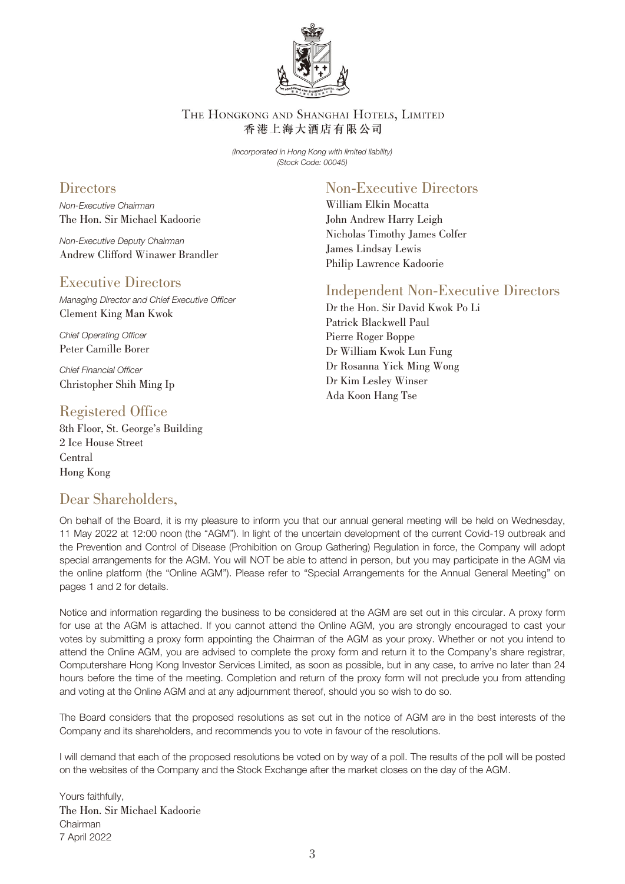The Hongkong and Shanghai Hotels, Limited
香港上海大酒店有限公司

*(Incorporated in Hong Kong with limited liability)*
*(Stock Code: 00045)*

## Directors

*Non-Executive Chairman*
The Hon. Sir Michael Kadoorie

*Non-Executive Deputy Chairman*
Andrew Clifford Winawer Brandler

## Executive Directors

*Managing Director and Chief Executive Officer*
Clement King Man Kwok

*Chief Operating Officer*
Peter Camille Borer

*Chief Financial Officer*
Christopher Shih Ming Ip

## Non-Executive Directors

William Elkin Mocatta
John Andrew Harry Leigh
Nicholas Timothy James Colfer
James Lindsay Lewis
Philip Lawrence Kadoorie

## Independent Non-Executive Directors

Dr the Hon. Sir David Kwok Po Li
Patrick Blackwell Paul
Pierre Roger Boppe
Dr William Kwok Lun Fung
Dr Rosanna Yick Ming Wong
Dr Kim Lesley Winser
Ada Koon Hang Tse

## Registered Office

8th Floor, St. George's Building
2 Ice House Street
Central
Hong Kong

## Dear Shareholders,

On behalf of the Board, it is my pleasure to inform you that our annual general meeting will be held on Wednesday, 11 May 2022 at 12:00 noon (the "AGM"). In light of the uncertain development of the current Covid-19 outbreak and the Prevention and Control of Disease (Prohibition on Group Gathering) Regulation in force, the Company will adopt special arrangements for the AGM. You will NOT be able to attend in person, but you may participate in the AGM via the online platform (the "Online AGM"). Please refer to "Special Arrangements for the Annual General Meeting" on pages 1 and 2 for details.

Notice and information regarding the business to be considered at the AGM are set out in this circular. A proxy form for use at the AGM is attached. If you cannot attend the Online AGM, you are strongly encouraged to cast your votes by submitting a proxy form appointing the Chairman of the AGM as your proxy. Whether or not you intend to attend the Online AGM, you are advised to complete the proxy form and return it to the Company's share registrar, Computershare Hong Kong Investor Services Limited, as soon as possible, but in any case, to arrive no later than 24 hours before the time of the meeting. Completion and return of the proxy form will not preclude you from attending and voting at the Online AGM and at any adjournment thereof, should you so wish to do so.

The Board considers that the proposed resolutions as set out in the notice of AGM are in the best interests of the Company and its shareholders, and recommends you to vote in favour of the resolutions.

I will demand that each of the proposed resolutions be voted on by way of a poll. The results of the poll will be posted on the websites of the Company and the Stock Exchange after the market closes on the day of the AGM.

Yours faithfully,
The Hon. Sir Michael Kadoorie
Chairman
7 April 2022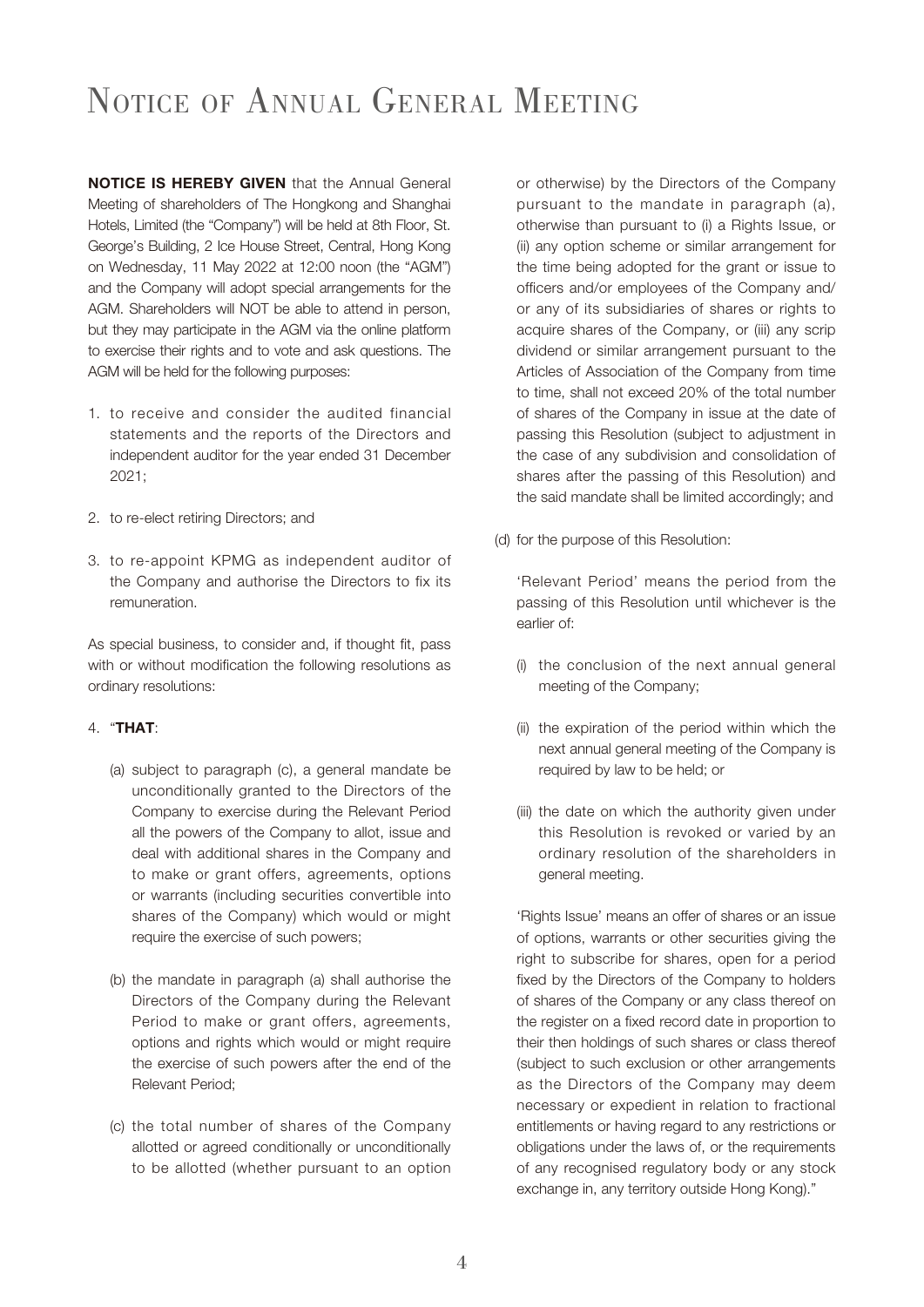# Notice of Annual General Meeting

**NOTICE IS HEREBY GIVEN** that the Annual General Meeting of shareholders of The Hongkong and Shanghai Hotels, Limited (the "Company") will be held at 8th Floor, St. George's Building, 2 Ice House Street, Central, Hong Kong on Wednesday, 11 May 2022 at 12:00 noon (the "AGM") and the Company will adopt special arrangements for the AGM. Shareholders will NOT be able to attend in person, but they may participate in the AGM via the online platform to exercise their rights and to vote and ask questions. The AGM will be held for the following purposes:

1. to receive and consider the audited financial statements and the reports of the Directors and independent auditor for the year ended 31 December 2021;

2. to re-elect retiring Directors; and

3. to re-appoint KPMG as independent auditor of the Company and authorise the Directors to fix its remuneration.

As special business, to consider and, if thought fit, pass with or without modification the following resolutions as ordinary resolutions:

4. "**THAT**:

   (a) subject to paragraph (c), a general mandate be unconditionally granted to the Directors of the Company to exercise during the Relevant Period all the powers of the Company to allot, issue and deal with additional shares in the Company and to make or grant offers, agreements, options or warrants (including securities convertible into shares of the Company) which would or might require the exercise of such powers;

   (b) the mandate in paragraph (a) shall authorise the Directors of the Company during the Relevant Period to make or grant offers, agreements, options and rights which would or might require the exercise of such powers after the end of the Relevant Period;

   (c) the total number of shares of the Company allotted or agreed conditionally or unconditionally to be allotted (whether pursuant to an option or otherwise) by the Directors of the Company pursuant to the mandate in paragraph (a), otherwise than pursuant to (i) a Rights Issue, or (ii) any option scheme or similar arrangement for the time being adopted for the grant or issue to officers and/or employees of the Company and/or any of its subsidiaries of shares or rights to acquire shares of the Company, or (iii) any scrip dividend or similar arrangement pursuant to the Articles of Association of the Company from time to time, shall not exceed 20% of the total number of shares of the Company in issue at the date of passing this Resolution (subject to adjustment in the case of any subdivision and consolidation of shares after the passing of this Resolution) and the said mandate shall be limited accordingly; and

   (d) for the purpose of this Resolution:

   'Relevant Period' means the period from the passing of this Resolution until whichever is the earlier of:

      (i) the conclusion of the next annual general meeting of the Company;

      (ii) the expiration of the period within which the next annual general meeting of the Company is required by law to be held; or

      (iii) the date on which the authority given under this Resolution is revoked or varied by an ordinary resolution of the shareholders in general meeting.

   'Rights Issue' means an offer of shares or an issue of options, warrants or other securities giving the right to subscribe for shares, open for a period fixed by the Directors of the Company to holders of shares of the Company or any class thereof on the register on a fixed record date in proportion to their then holdings of such shares or class thereof (subject to such exclusion or other arrangements as the Directors of the Company may deem necessary or expedient in relation to fractional entitlements or having regard to any restrictions or obligations under the laws of, or the requirements of any recognised regulatory body or any stock exchange in, any territory outside Hong Kong)."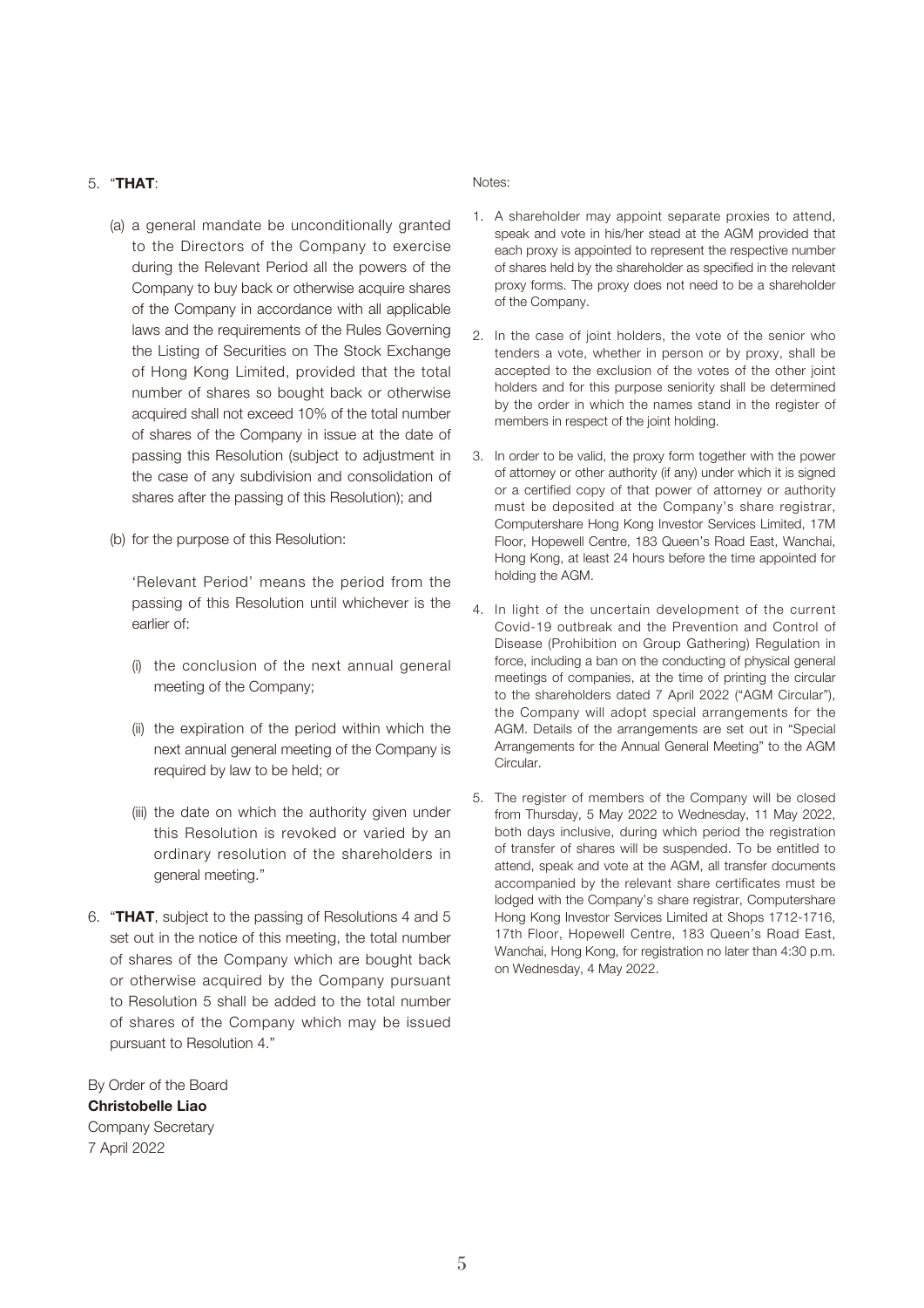5. "**THAT**:

   (a) a general mandate be unconditionally granted to the Directors of the Company to exercise during the Relevant Period all the powers of the Company to buy back or otherwise acquire shares of the Company in accordance with all applicable laws and the requirements of the Rules Governing the Listing of Securities on The Stock Exchange of Hong Kong Limited, provided that the total number of shares so bought back or otherwise acquired shall not exceed 10% of the total number of shares of the Company in issue at the date of passing this Resolution (subject to adjustment in the case of any subdivision and consolidation of shares after the passing of this Resolution); and

   (b) for the purpose of this Resolution:

   'Relevant Period' means the period from the passing of this Resolution until whichever is the earlier of:

   (i) the conclusion of the next annual general meeting of the Company;

   (ii) the expiration of the period within which the next annual general meeting of the Company is required by law to be held; or

   (iii) the date on which the authority given under this Resolution is revoked or varied by an ordinary resolution of the shareholders in general meeting."

6. "**THAT**, subject to the passing of Resolutions 4 and 5 set out in the notice of this meeting, the total number of shares of the Company which are bought back or otherwise acquired by the Company pursuant to Resolution 5 shall be added to the total number of shares of the Company which may be issued pursuant to Resolution 4."

By Order of the Board
**Christobelle Liao**
Company Secretary
7 April 2022

Notes:

1. A shareholder may appoint separate proxies to attend, speak and vote in his/her stead at the AGM provided that each proxy is appointed to represent the respective number of shares held by the shareholder as specified in the relevant proxy forms. The proxy does not need to be a shareholder of the Company.

2. In the case of joint holders, the vote of the senior who tenders a vote, whether in person or by proxy, shall be accepted to the exclusion of the votes of the other joint holders and for this purpose seniority shall be determined by the order in which the names stand in the register of members in respect of the joint holding.

3. In order to be valid, the proxy form together with the power of attorney or other authority (if any) under which it is signed or a certified copy of that power of attorney or authority must be deposited at the Company's share registrar, Computershare Hong Kong Investor Services Limited, 17M Floor, Hopewell Centre, 183 Queen's Road East, Wanchai, Hong Kong, at least 24 hours before the time appointed for holding the AGM.

4. In light of the uncertain development of the current Covid-19 outbreak and the Prevention and Control of Disease (Prohibition on Group Gathering) Regulation in force, including a ban on the conducting of physical general meetings of companies, at the time of printing the circular to the shareholders dated 7 April 2022 ("AGM Circular"), the Company will adopt special arrangements for the AGM. Details of the arrangements are set out in "Special Arrangements for the Annual General Meeting" to the AGM Circular.

5. The register of members of the Company will be closed from Thursday, 5 May 2022 to Wednesday, 11 May 2022, both days inclusive, during which period the registration of transfer of shares will be suspended. To be entitled to attend, speak and vote at the AGM, all transfer documents accompanied by the relevant share certificates must be lodged with the Company's share registrar, Computershare Hong Kong Investor Services Limited at Shops 1712-1716, 17th Floor, Hopewell Centre, 183 Queen's Road East, Wanchai, Hong Kong, for registration no later than 4:30 p.m. on Wednesday, 4 May 2022.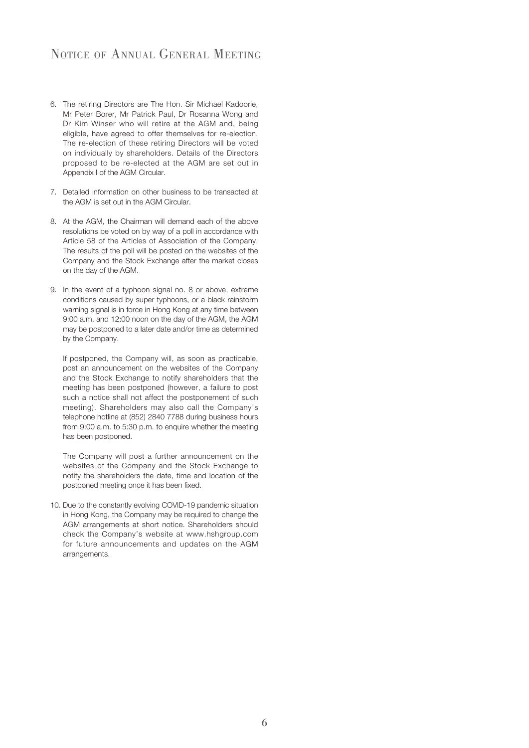# Notice of Annual General Meeting

6. The retiring Directors are The Hon. Sir Michael Kadoorie, Mr Peter Borer, Mr Patrick Paul, Dr Rosanna Wong and Dr Kim Winser who will retire at the AGM and, being eligible, have agreed to offer themselves for re-election. The re-election of these retiring Directors will be voted on individually by shareholders. Details of the Directors proposed to be re-elected at the AGM are set out in Appendix I of the AGM Circular.

7. Detailed information on other business to be transacted at the AGM is set out in the AGM Circular.

8. At the AGM, the Chairman will demand each of the above resolutions be voted on by way of a poll in accordance with Article 58 of the Articles of Association of the Company. The results of the poll will be posted on the websites of the Company and the Stock Exchange after the market closes on the day of the AGM.

9. In the event of a typhoon signal no. 8 or above, extreme conditions caused by super typhoons, or a black rainstorm warning signal is in force in Hong Kong at any time between 9:00 a.m. and 12:00 noon on the day of the AGM, the AGM may be postponed to a later date and/or time as determined by the Company.

   If postponed, the Company will, as soon as practicable, post an announcement on the websites of the Company and the Stock Exchange to notify shareholders that the meeting has been postponed (however, a failure to post such a notice shall not affect the postponement of such meeting). Shareholders may also call the Company's telephone hotline at (852) 2840 7788 during business hours from 9:00 a.m. to 5:30 p.m. to enquire whether the meeting has been postponed.

   The Company will post a further announcement on the websites of the Company and the Stock Exchange to notify the shareholders the date, time and location of the postponed meeting once it has been fixed.

10. Due to the constantly evolving COVID-19 pandemic situation in Hong Kong, the Company may be required to change the AGM arrangements at short notice. Shareholders should check the Company's website at www.hshgroup.com for future announcements and updates on the AGM arrangements.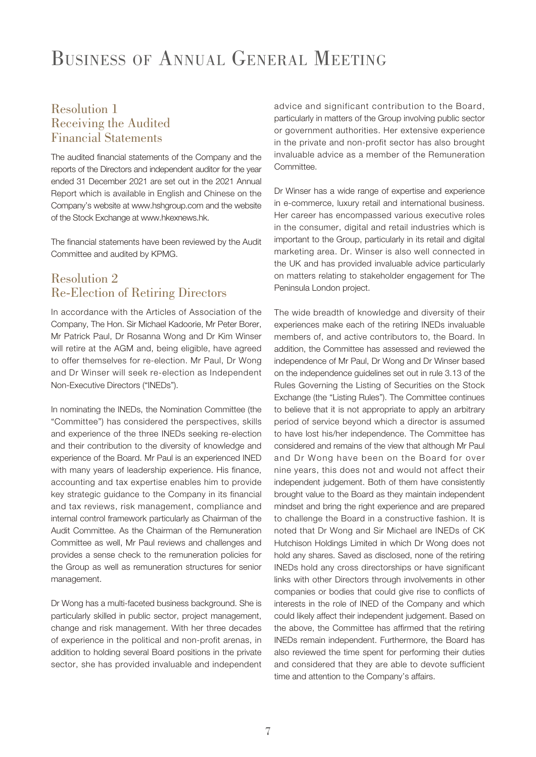# Business of Annual General Meeting

## Resolution 1
## Receiving the Audited Financial Statements

The audited financial statements of the Company and the reports of the Directors and independent auditor for the year ended 31 December 2021 are set out in the 2021 Annual Report which is available in English and Chinese on the Company's website at www.hshgroup.com and the website of the Stock Exchange at www.hkexnews.hk.

The financial statements have been reviewed by the Audit Committee and audited by KPMG.

## Resolution 2
## Re-Election of Retiring Directors

In accordance with the Articles of Association of the Company, The Hon. Sir Michael Kadoorie, Mr Peter Borer, Mr Patrick Paul, Dr Rosanna Wong and Dr Kim Winser will retire at the AGM and, being eligible, have agreed to offer themselves for re-election. Mr Paul, Dr Wong and Dr Winser will seek re-election as Independent Non-Executive Directors ("INEDs").

In nominating the INEDs, the Nomination Committee (the "Committee") has considered the perspectives, skills and experience of the three INEDs seeking re-election and their contribution to the diversity of knowledge and experience of the Board. Mr Paul is an experienced INED with many years of leadership experience. His finance, accounting and tax expertise enables him to provide key strategic guidance to the Company in its financial and tax reviews, risk management, compliance and internal control framework particularly as Chairman of the Audit Committee. As the Chairman of the Remuneration Committee as well, Mr Paul reviews and challenges and provides a sense check to the remuneration policies for the Group as well as remuneration structures for senior management.

Dr Wong has a multi-faceted business background. She is particularly skilled in public sector, project management, change and risk management. With her three decades of experience in the political and non-profit arenas, in addition to holding several Board positions in the private sector, she has provided invaluable and independent advice and significant contribution to the Board, particularly in matters of the Group involving public sector or government authorities. Her extensive experience in the private and non-profit sector has also brought invaluable advice as a member of the Remuneration Committee.

Dr Winser has a wide range of expertise and experience in e-commerce, luxury retail and international business. Her career has encompassed various executive roles in the consumer, digital and retail industries which is important to the Group, particularly in its retail and digital marketing area. Dr. Winser is also well connected in the UK and has provided invaluable advice particularly on matters relating to stakeholder engagement for The Peninsula London project.

The wide breadth of knowledge and diversity of their experiences make each of the retiring INEDs invaluable members of, and active contributors to, the Board. In addition, the Committee has assessed and reviewed the independence of Mr Paul, Dr Wong and Dr Winser based on the independence guidelines set out in rule 3.13 of the Rules Governing the Listing of Securities on the Stock Exchange (the "Listing Rules"). The Committee continues to believe that it is not appropriate to apply an arbitrary period of service beyond which a director is assumed to have lost his/her independence. The Committee has considered and remains of the view that although Mr Paul and Dr Wong have been on the Board for over nine years, this does not and would not affect their independent judgement. Both of them have consistently brought value to the Board as they maintain independent mindset and bring the right experience and are prepared to challenge the Board in a constructive fashion. It is noted that Dr Wong and Sir Michael are INEDs of CK Hutchison Holdings Limited in which Dr Wong does not hold any shares. Saved as disclosed, none of the retiring INEDs hold any cross directorships or have significant links with other Directors through involvements in other companies or bodies that could give rise to conflicts of interests in the role of INED of the Company and which could likely affect their independent judgement. Based on the above, the Committee has affirmed that the retiring INEDs remain independent. Furthermore, the Board has also reviewed the time spent for performing their duties and considered that they are able to devote sufficient time and attention to the Company's affairs.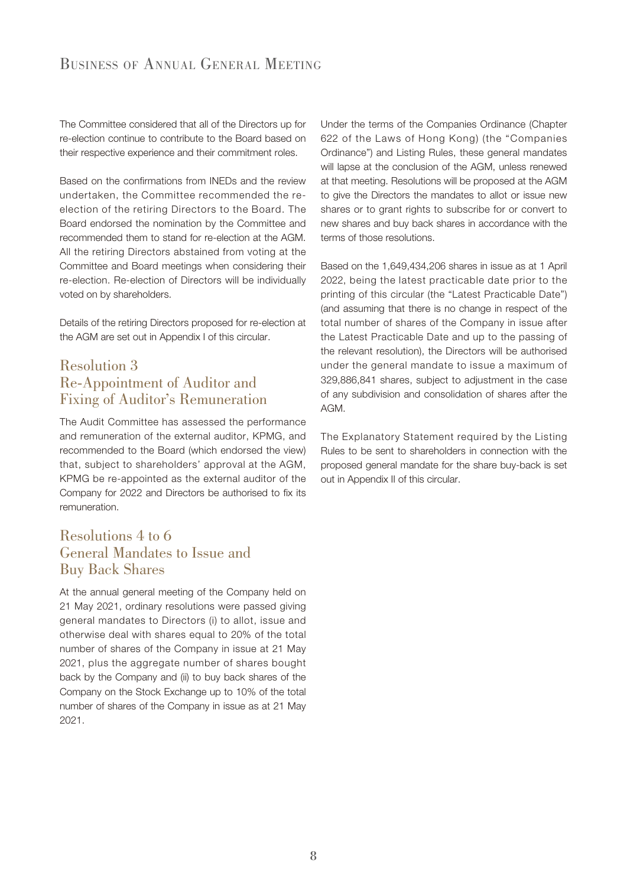The Committee considered that all of the Directors up for re-election continue to contribute to the Board based on their respective experience and their commitment roles.

Based on the confirmations from INEDs and the review undertaken, the Committee recommended the re-election of the retiring Directors to the Board. The Board endorsed the nomination by the Committee and recommended them to stand for re-election at the AGM. All the retiring Directors abstained from voting at the Committee and Board meetings when considering their re-election. Re-election of Directors will be individually voted on by shareholders.

Details of the retiring Directors proposed for re-election at the AGM are set out in Appendix I of this circular.

## Resolution 3 Re-Appointment of Auditor and Fixing of Auditor's Remuneration

The Audit Committee has assessed the performance and remuneration of the external auditor, KPMG, and recommended to the Board (which endorsed the view) that, subject to shareholders' approval at the AGM, KPMG be re-appointed as the external auditor of the Company for 2022 and Directors be authorised to fix its remuneration.

## Resolutions 4 to 6 General Mandates to Issue and Buy Back Shares

At the annual general meeting of the Company held on 21 May 2021, ordinary resolutions were passed giving general mandates to Directors (i) to allot, issue and otherwise deal with shares equal to 20% of the total number of shares of the Company in issue at 21 May 2021, plus the aggregate number of shares bought back by the Company and (ii) to buy back shares of the Company on the Stock Exchange up to 10% of the total number of shares of the Company in issue as at 21 May 2021.

Under the terms of the Companies Ordinance (Chapter 622 of the Laws of Hong Kong) (the "Companies Ordinance") and Listing Rules, these general mandates will lapse at the conclusion of the AGM, unless renewed at that meeting. Resolutions will be proposed at the AGM to give the Directors the mandates to allot or issue new shares or to grant rights to subscribe for or convert to new shares and buy back shares in accordance with the terms of those resolutions.

Based on the 1,649,434,206 shares in issue as at 1 April 2022, being the latest practicable date prior to the printing of this circular (the "Latest Practicable Date") (and assuming that there is no change in respect of the total number of shares of the Company in issue after the Latest Practicable Date and up to the passing of the relevant resolution), the Directors will be authorised under the general mandate to issue a maximum of 329,886,841 shares, subject to adjustment in the case of any subdivision and consolidation of shares after the AGM.

The Explanatory Statement required by the Listing Rules to be sent to shareholders in connection with the proposed general mandate for the share buy-back is set out in Appendix II of this circular.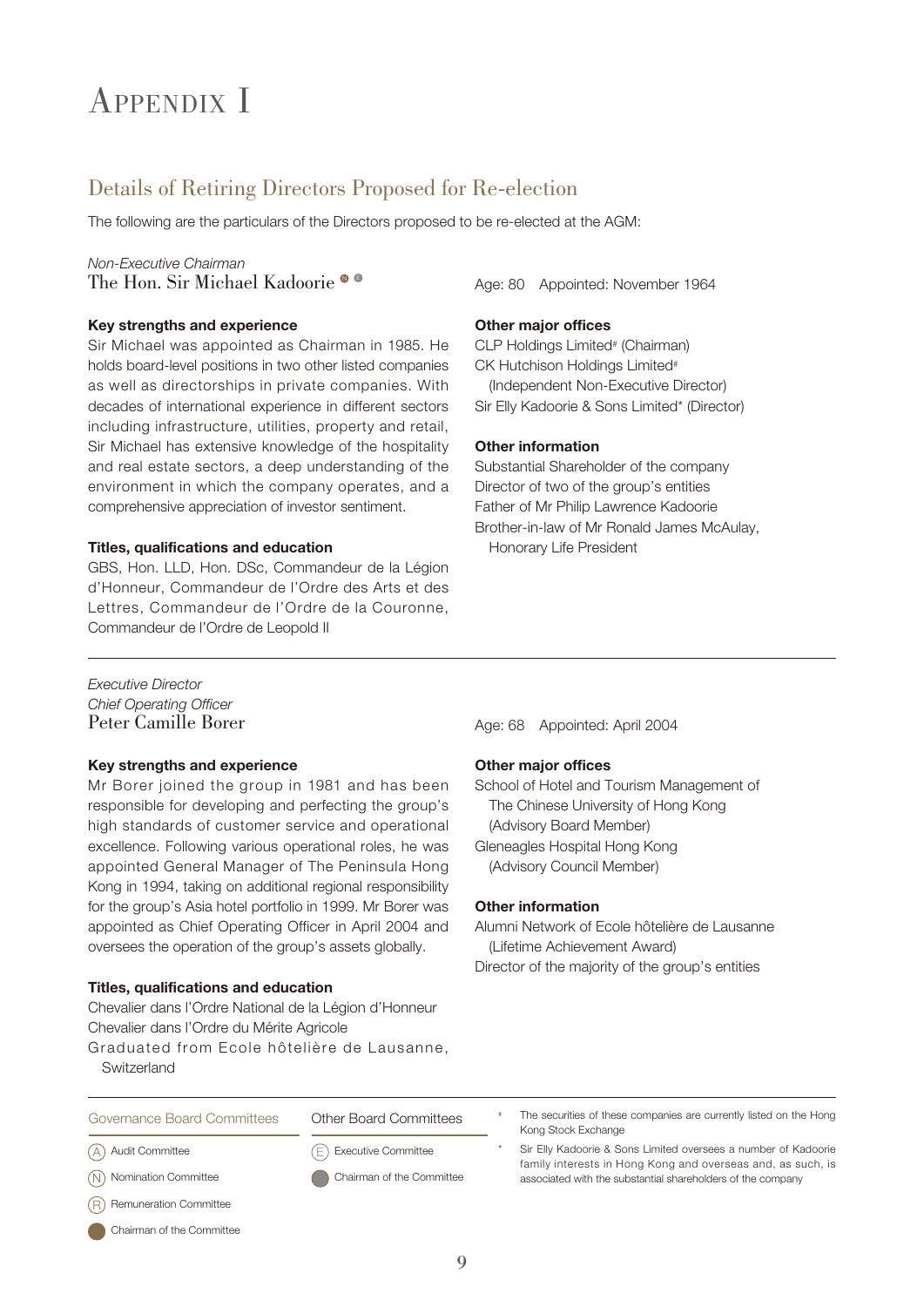# Appendix I

## Details of Retiring Directors Proposed for Re-election

The following are the particulars of the Directors proposed to be re-elected at the AGM:

*Non-Executive Chairman*

### The Hon. Sir Michael Kadoorie (N) (E)

Age: 80 Appointed: November 1964

**Key strengths and experience**

Sir Michael was appointed as Chairman in 1985. He holds board-level positions in two other listed companies as well as directorships in private companies. With decades of international experience in different sectors including infrastructure, utilities, property and retail, Sir Michael has extensive knowledge of the hospitality and real estate sectors, a deep understanding of the environment in which the company operates, and a comprehensive appreciation of investor sentiment.

**Titles, qualifications and education**

GBS, Hon. LLD, Hon. DSc, Commandeur de la Légion d'Honneur, Commandeur de l'Ordre des Arts et des Lettres, Commandeur de l'Ordre de la Couronne, Commandeur de l'Ordre de Leopold II

**Other major offices**

CLP Holdings Limited# (Chairman)
CK Hutchison Holdings Limited#
(Independent Non-Executive Director)
Sir Elly Kadoorie & Sons Limited* (Director)

**Other information**

Substantial Shareholder of the company
Director of two of the group's entities
Father of Mr Philip Lawrence Kadoorie
Brother-in-law of Mr Ronald James McAulay, Honorary Life President

---

*Executive Director*
*Chief Operating Officer*

### Peter Camille Borer

Age: 68 Appointed: April 2004

**Key strengths and experience**

Mr Borer joined the group in 1981 and has been responsible for developing and perfecting the group's high standards of customer service and operational excellence. Following various operational roles, he was appointed General Manager of The Peninsula Hong Kong in 1994, taking on additional regional responsibility for the group's Asia hotel portfolio in 1999. Mr Borer was appointed as Chief Operating Officer in April 2004 and oversees the operation of the group's assets globally.

**Titles, qualifications and education**

Chevalier dans l'Ordre National de la Légion d'Honneur
Chevalier dans l'Ordre du Mérite Agricole
Graduated from Ecole hôtelière de Lausanne, Switzerland

**Other major offices**

School of Hotel and Tourism Management of The Chinese University of Hong Kong
(Advisory Board Member)
Gleneagles Hospital Hong Kong
(Advisory Council Member)

**Other information**

Alumni Network of Ecole hôtelière de Lausanne
(Lifetime Achievement Award)
Director of the majority of the group's entities

---

| Governance Board Committees | Other Board Committees |
|---|---|
| (A) Audit Committee | (E) Executive Committee |
| (N) Nomination Committee | ● Chairman of the Committee |
| (R) Remuneration Committee | |
| ● Chairman of the Committee | |

# The securities of these companies are currently listed on the Hong Kong Stock Exchange

* Sir Elly Kadoorie & Sons Limited oversees a number of Kadoorie family interests in Hong Kong and overseas and, as such, is associated with the substantial shareholders of the company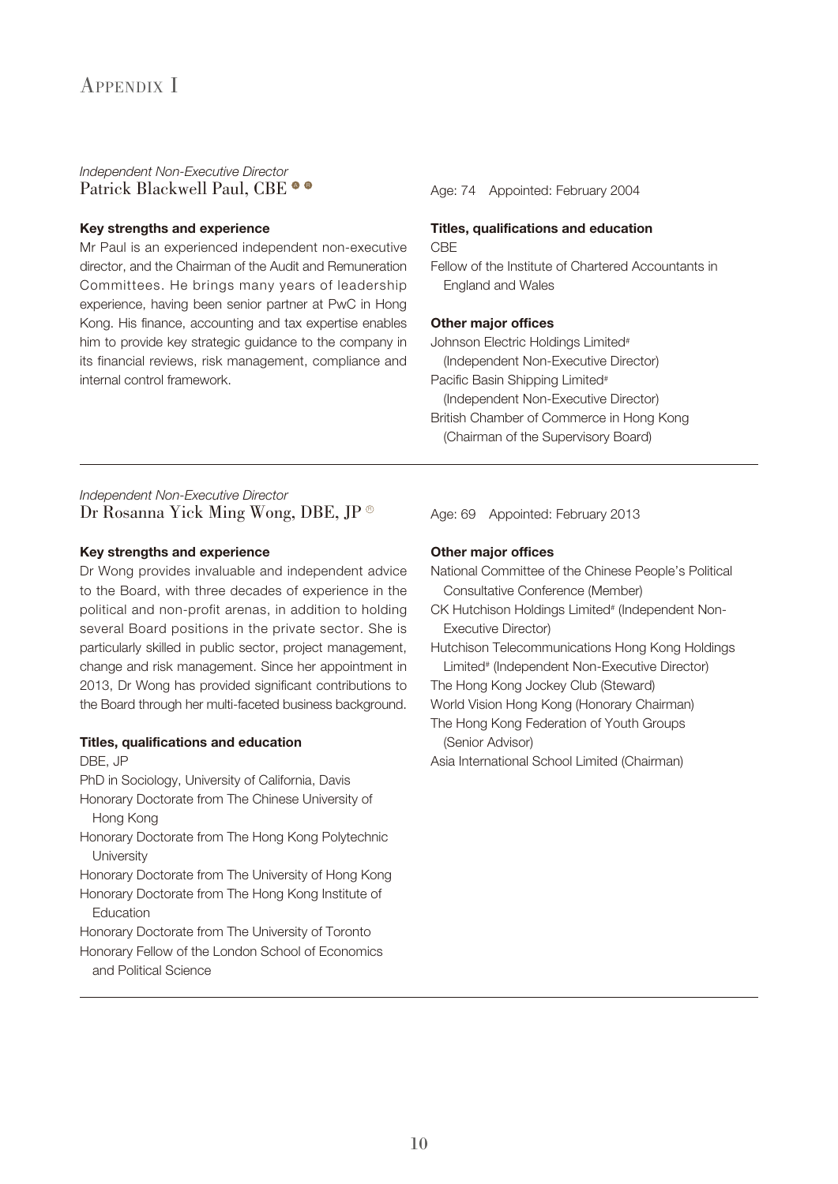# Appendix I

*Independent Non-Executive Director*
## Patrick Blackwell Paul, CBE

Age: 74 Appointed: February 2004

**Key strengths and experience**

Mr Paul is an experienced independent non-executive director, and the Chairman of the Audit and Remuneration Committees. He brings many years of leadership experience, having been senior partner at PwC in Hong Kong. His finance, accounting and tax expertise enables him to provide key strategic guidance to the company in its financial reviews, risk management, compliance and internal control framework.

**Titles, qualifications and education**

CBE

Fellow of the Institute of Chartered Accountants in England and Wales

**Other major offices**

Johnson Electric Holdings Limited#
(Independent Non-Executive Director)

Pacific Basin Shipping Limited#
(Independent Non-Executive Director)

British Chamber of Commerce in Hong Kong
(Chairman of the Supervisory Board)

---

*Independent Non-Executive Director*
## Dr Rosanna Yick Ming Wong, DBE, JP

Age: 69 Appointed: February 2013

**Key strengths and experience**

Dr Wong provides invaluable and independent advice to the Board, with three decades of experience in the political and non-profit arenas, in addition to holding several Board positions in the private sector. She is particularly skilled in public sector, project management, change and risk management. Since her appointment in 2013, Dr Wong has provided significant contributions to the Board through her multi-faceted business background.

**Titles, qualifications and education**

DBE, JP

PhD in Sociology, University of California, Davis

Honorary Doctorate from The Chinese University of Hong Kong

Honorary Doctorate from The Hong Kong Polytechnic University

Honorary Doctorate from The University of Hong Kong

Honorary Doctorate from The Hong Kong Institute of Education

Honorary Doctorate from The University of Toronto

Honorary Fellow of the London School of Economics and Political Science

**Other major offices**

National Committee of the Chinese People's Political Consultative Conference (Member)

CK Hutchison Holdings Limited# (Independent Non-Executive Director)

Hutchison Telecommunications Hong Kong Holdings Limited# (Independent Non-Executive Director)

The Hong Kong Jockey Club (Steward)

World Vision Hong Kong (Honorary Chairman)

The Hong Kong Federation of Youth Groups (Senior Advisor)

Asia International School Limited (Chairman)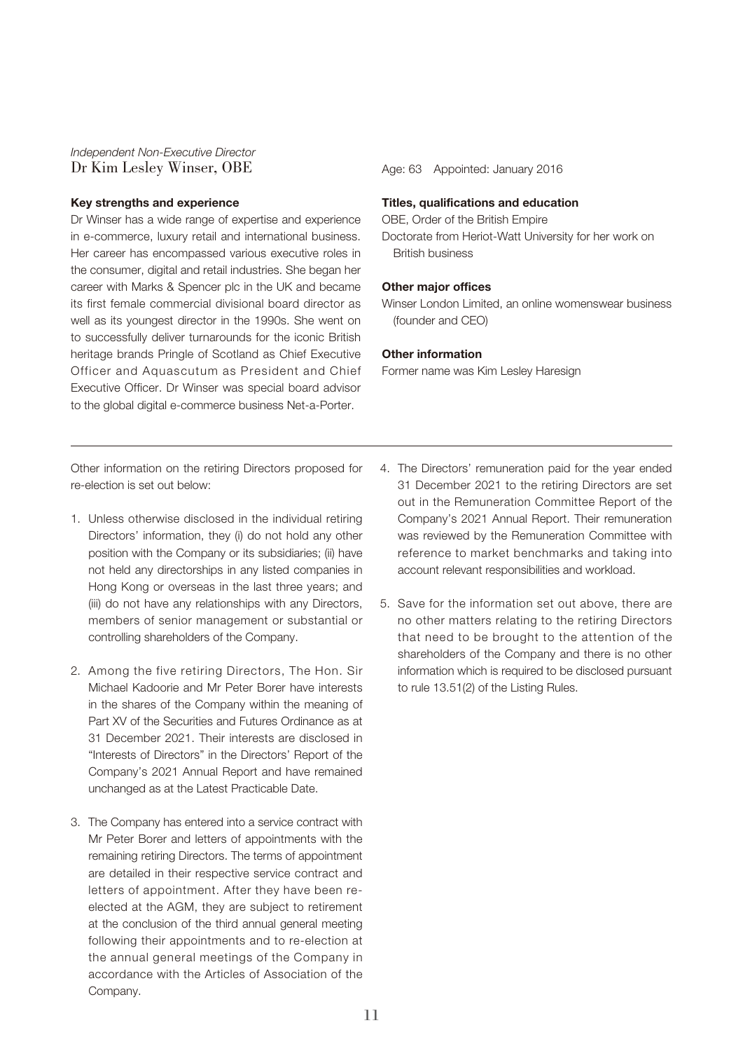*Independent Non-Executive Director*
## Dr Kim Lesley Winser, OBE

Age: 63 Appointed: January 2016

**Key strengths and experience**

Dr Winser has a wide range of expertise and experience in e-commerce, luxury retail and international business. Her career has encompassed various executive roles in the consumer, digital and retail industries. She began her career with Marks & Spencer plc in the UK and became its first female commercial divisional board director as well as its youngest director in the 1990s. She went on to successfully deliver turnarounds for the iconic British heritage brands Pringle of Scotland as Chief Executive Officer and Aquascutum as President and Chief Executive Officer. Dr Winser was special board advisor to the global digital e-commerce business Net-a-Porter.

**Titles, qualifications and education**

OBE, Order of the British Empire

Doctorate from Heriot-Watt University for her work on British business

**Other major offices**

Winser London Limited, an online womenswear business (founder and CEO)

**Other information**

Former name was Kim Lesley Haresign

---

Other information on the retiring Directors proposed for re-election is set out below:

1. Unless otherwise disclosed in the individual retiring Directors' information, they (i) do not hold any other position with the Company or its subsidiaries; (ii) have not held any directorships in any listed companies in Hong Kong or overseas in the last three years; and (iii) do not have any relationships with any Directors, members of senior management or substantial or controlling shareholders of the Company.

2. Among the five retiring Directors, The Hon. Sir Michael Kadoorie and Mr Peter Borer have interests in the shares of the Company within the meaning of Part XV of the Securities and Futures Ordinance as at 31 December 2021. Their interests are disclosed in "Interests of Directors" in the Directors' Report of the Company's 2021 Annual Report and have remained unchanged as at the Latest Practicable Date.

3. The Company has entered into a service contract with Mr Peter Borer and letters of appointments with the remaining retiring Directors. The terms of appointment are detailed in their respective service contract and letters of appointment. After they have been re-elected at the AGM, they are subject to retirement at the conclusion of the third annual general meeting following their appointments and to re-election at the annual general meetings of the Company in accordance with the Articles of Association of the Company.

4. The Directors' remuneration paid for the year ended 31 December 2021 to the retiring Directors are set out in the Remuneration Committee Report of the Company's 2021 Annual Report. Their remuneration was reviewed by the Remuneration Committee with reference to market benchmarks and taking into account relevant responsibilities and workload.

5. Save for the information set out above, there are no other matters relating to the retiring Directors that need to be brought to the attention of the shareholders of the Company and there is no other information which is required to be disclosed pursuant to rule 13.51(2) of the Listing Rules.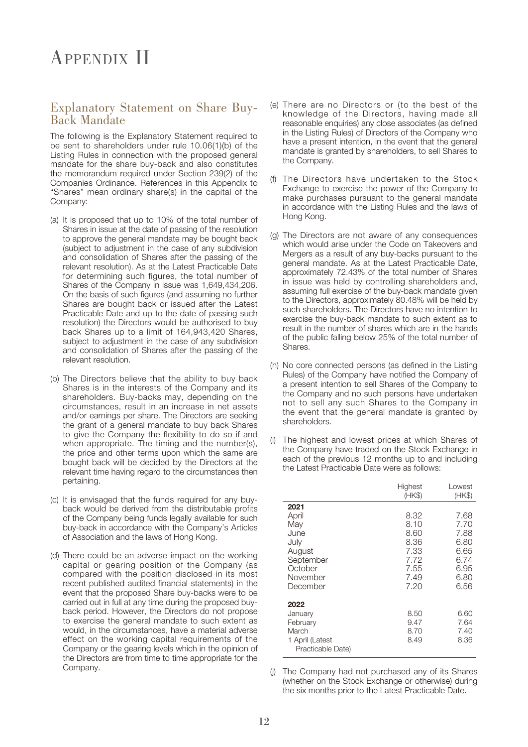# Appendix II

## Explanatory Statement on Share Buy-Back Mandate

The following is the Explanatory Statement required to be sent to shareholders under rule 10.06(1)(b) of the Listing Rules in connection with the proposed general mandate for the share buy-back and also constitutes the memorandum required under Section 239(2) of the Companies Ordinance. References in this Appendix to "Shares" mean ordinary share(s) in the capital of the Company:

(a) It is proposed that up to 10% of the total number of Shares in issue at the date of passing of the resolution to approve the general mandate may be bought back (subject to adjustment in the case of any subdivision and consolidation of Shares after the passing of the relevant resolution). As at the Latest Practicable Date for determining such figures, the total number of Shares of the Company in issue was 1,649,434,206. On the basis of such figures (and assuming no further Shares are bought back or issued after the Latest Practicable Date and up to the date of passing such resolution) the Directors would be authorised to buy back Shares up to a limit of 164,943,420 Shares, subject to adjustment in the case of any subdivision and consolidation of Shares after the passing of the relevant resolution.

(b) The Directors believe that the ability to buy back Shares is in the interests of the Company and its shareholders. Buy-backs may, depending on the circumstances, result in an increase in net assets and/or earnings per share. The Directors are seeking the grant of a general mandate to buy back Shares to give the Company the flexibility to do so if and when appropriate. The timing and the number(s), the price and other terms upon which the same are bought back will be decided by the Directors at the relevant time having regard to the circumstances then pertaining.

(c) It is envisaged that the funds required for any buy-back would be derived from the distributable profits of the Company being funds legally available for such buy-back in accordance with the Company's Articles of Association and the laws of Hong Kong.

(d) There could be an adverse impact on the working capital or gearing position of the Company (as compared with the position disclosed in its most recent published audited financial statements) in the event that the proposed Share buy-backs were to be carried out in full at any time during the proposed buy-back period. However, the Directors do not propose to exercise the general mandate to such extent as would, in the circumstances, have a material adverse effect on the working capital requirements of the Company or the gearing levels which in the opinion of the Directors are from time to time appropriate for the Company.

(e) There are no Directors or (to the best of the knowledge of the Directors, having made all reasonable enquiries) any close associates (as defined in the Listing Rules) of Directors of the Company who have a present intention, in the event that the general mandate is granted by shareholders, to sell Shares to the Company.

(f) The Directors have undertaken to the Stock Exchange to exercise the power of the Company to make purchases pursuant to the general mandate in accordance with the Listing Rules and the laws of Hong Kong.

(g) The Directors are not aware of any consequences which would arise under the Code on Takeovers and Mergers as a result of any buy-backs pursuant to the general mandate. As at the Latest Practicable Date, approximately 72.43% of the total number of Shares in issue was held by controlling shareholders and, assuming full exercise of the buy-back mandate given to the Directors, approximately 80.48% will be held by such shareholders. The Directors have no intention to exercise the buy-back mandate to such extent as to result in the number of shares which are in the hands of the public falling below 25% of the total number of Shares.

(h) No core connected persons (as defined in the Listing Rules) of the Company have notified the Company of a present intention to sell Shares of the Company to the Company and no such persons have undertaken not to sell any such Shares to the Company in the event that the general mandate is granted by shareholders.

(i) The highest and lowest prices at which Shares of the Company have traded on the Stock Exchange in each of the previous 12 months up to and including the Latest Practicable Date were as follows:

| | Highest (HK$) | Lowest (HK$) |
|---|---|---|
| **2021** | | |
| April | 8.32 | 7.68 |
| May | 8.10 | 7.70 |
| June | 8.60 | 7.88 |
| July | 8.36 | 6.80 |
| August | 7.33 | 6.65 |
| September | 7.72 | 6.74 |
| October | 7.55 | 6.95 |
| November | 7.49 | 6.80 |
| December | 7.20 | 6.56 |
| **2022** | | |
| January | 8.50 | 6.60 |
| February | 9.47 | 7.64 |
| March | 8.70 | 7.40 |
| 1 April (Latest Practicable Date) | 8.49 | 8.36 |

(j) The Company had not purchased any of its Shares (whether on the Stock Exchange or otherwise) during the six months prior to the Latest Practicable Date.